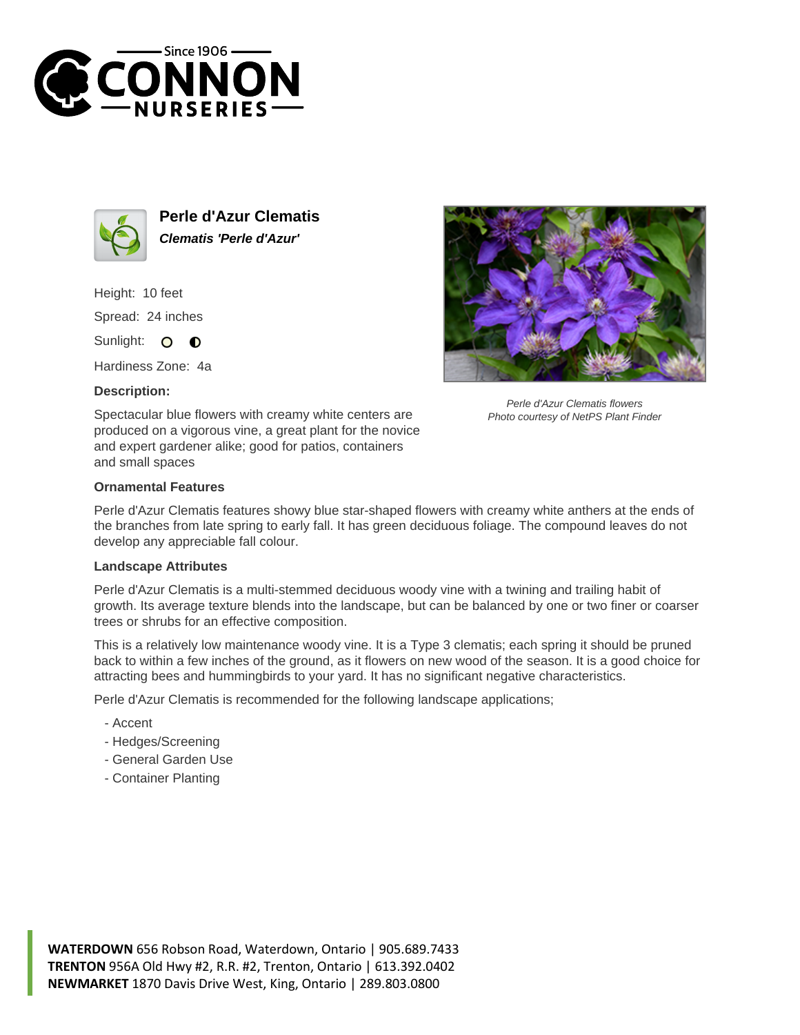Since 1906
CONNON
NURSERIES

# Perle d'Azur Clematis

***Clematis 'Perle d'Azur'***

Height: 10 feet

Spread: 24 inches

Sunlight:

Hardiness Zone: 4a

### Description:

Spectacular blue flowers with creamy white centers are produced on a vigorous vine, a great plant for the novice and expert gardener alike; good for patios, containers and small spaces

*Perle d'Azur Clematis flowers*
*Photo courtesy of NetPS Plant Finder*

### Ornamental Features

Perle d'Azur Clematis features showy blue star-shaped flowers with creamy white anthers at the ends of the branches from late spring to early fall. It has green deciduous foliage. The compound leaves do not develop any appreciable fall colour.

### Landscape Attributes

Perle d'Azur Clematis is a multi-stemmed deciduous woody vine with a twining and trailing habit of growth. Its average texture blends into the landscape, but can be balanced by one or two finer or coarser trees or shrubs for an effective composition.

This is a relatively low maintenance woody vine. It is a Type 3 clematis; each spring it should be pruned back to within a few inches of the ground, as it flowers on new wood of the season. It is a good choice for attracting bees and hummingbirds to your yard. It has no significant negative characteristics.

Perle d'Azur Clematis is recommended for the following landscape applications;

- Accent
- Hedges/Screening
- General Garden Use
- Container Planting

**WATERDOWN** 656 Robson Road, Waterdown, Ontario | 905.689.7433
**TRENTON** 956A Old Hwy #2, R.R. #2, Trenton, Ontario | 613.392.0402
**NEWMARKET** 1870 Davis Drive West, King, Ontario | 289.803.0800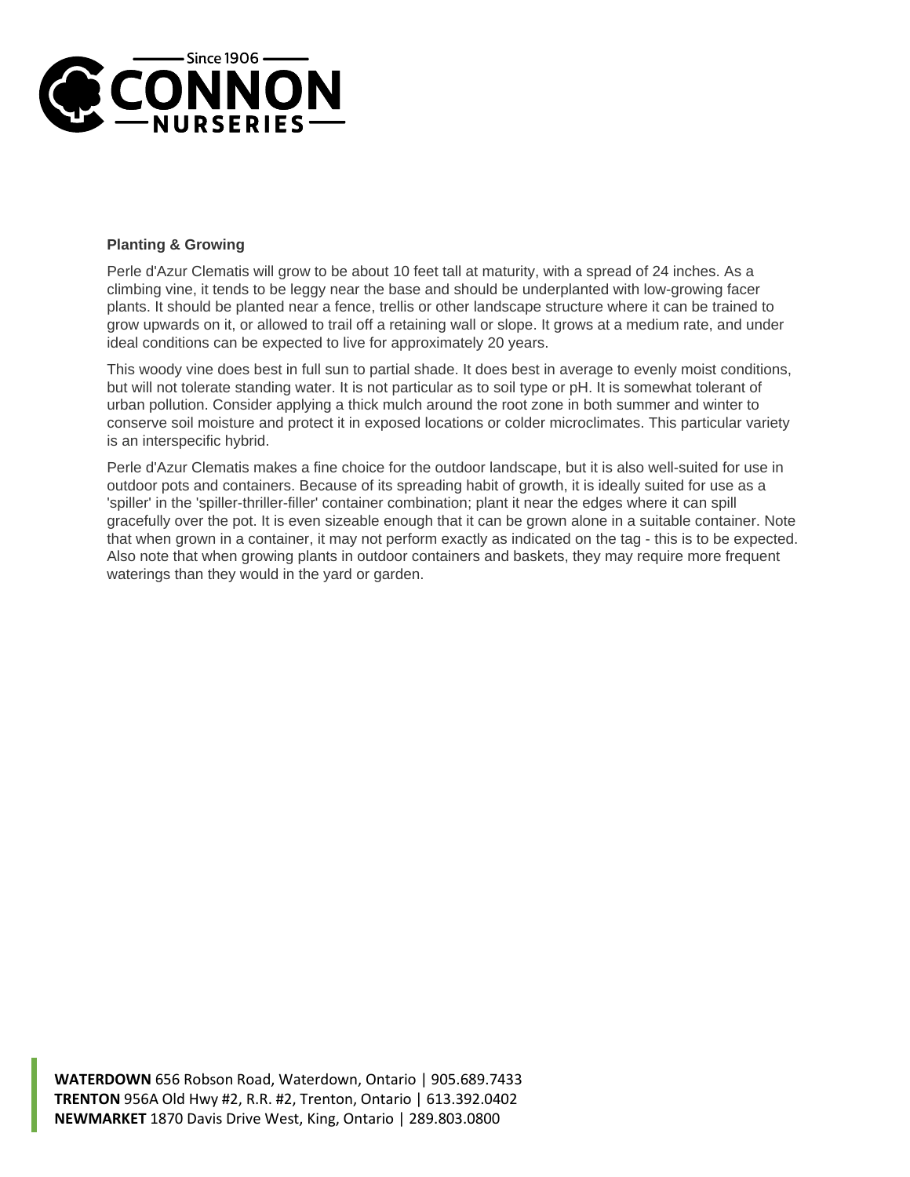### Planting & Growing

Perle d'Azur Clematis will grow to be about 10 feet tall at maturity, with a spread of 24 inches. As a climbing vine, it tends to be leggy near the base and should be underplanted with low-growing facer plants. It should be planted near a fence, trellis or other landscape structure where it can be trained to grow upwards on it, or allowed to trail off a retaining wall or slope. It grows at a medium rate, and under ideal conditions can be expected to live for approximately 20 years.

This woody vine does best in full sun to partial shade. It does best in average to evenly moist conditions, but will not tolerate standing water. It is not particular as to soil type or pH. It is somewhat tolerant of urban pollution. Consider applying a thick mulch around the root zone in both summer and winter to conserve soil moisture and protect it in exposed locations or colder microclimates. This particular variety is an interspecific hybrid.

Perle d'Azur Clematis makes a fine choice for the outdoor landscape, but it is also well-suited for use in outdoor pots and containers. Because of its spreading habit of growth, it is ideally suited for use as a 'spiller' in the 'spiller-thriller-filler' container combination; plant it near the edges where it can spill gracefully over the pot. It is even sizeable enough that it can be grown alone in a suitable container. Note that when grown in a container, it may not perform exactly as indicated on the tag - this is to be expected. Also note that when growing plants in outdoor containers and baskets, they may require more frequent waterings than they would in the yard or garden.